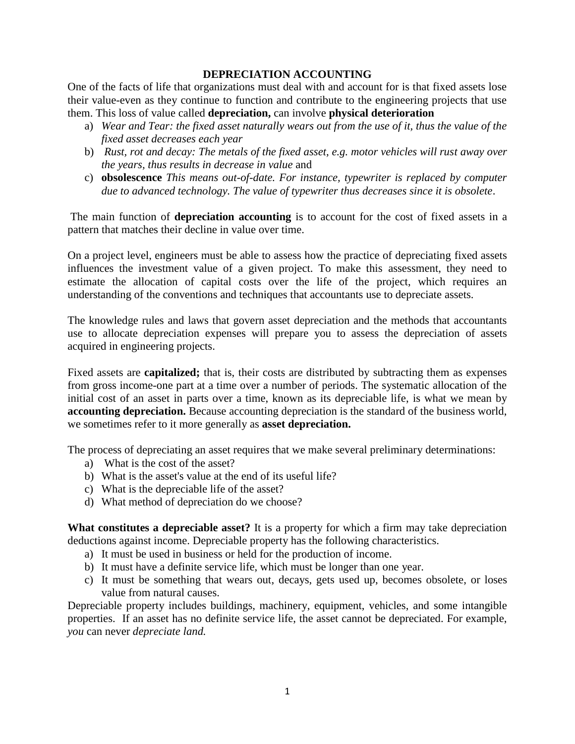# DEPRECIATION ACCOUNTING

One of the facts of life that organizations must deal with and account for is that fixed assets lose their value-even as they continue to function and contribute to the engineering projects that use them. This loss of value called **depreciation,** can involve **physical deterioration**

a) *Wear and Tear: the fixed asset naturally wears out from the use of it, thus the value of the fixed asset decreases each year*
b) *Rust, rot and decay: The metals of the fixed asset, e.g. motor vehicles will rust away over the years, thus results in decrease in value* and
c) **obsolescence** *This means out-of-date. For instance, typewriter is replaced by computer due to advanced technology. The value of typewriter thus decreases since it is obsolete*.

The main function of **depreciation accounting** is to account for the cost of fixed assets in a pattern that matches their decline in value over time.

On a project level, engineers must be able to assess how the practice of depreciating fixed assets influences the investment value of a given project. To make this assessment, they need to estimate the allocation of capital costs over the life of the project, which requires an understanding of the conventions and techniques that accountants use to depreciate assets.

The knowledge rules and laws that govern asset depreciation and the methods that accountants use to allocate depreciation expenses will prepare you to assess the depreciation of assets acquired in engineering projects.

Fixed assets are **capitalized;** that is, their costs are distributed by subtracting them as expenses from gross income-one part at a time over a number of periods. The systematic allocation of the initial cost of an asset in parts over a time, known as its depreciable life, is what we mean by **accounting depreciation.** Because accounting depreciation is the standard of the business world, we sometimes refer to it more generally as **asset depreciation.**

The process of depreciating an asset requires that we make several preliminary determinations:

a) What is the cost of the asset?
b) What is the asset's value at the end of its useful life?
c) What is the depreciable life of the asset?
d) What method of depreciation do we choose?

**What constitutes a depreciable asset?** It is a property for which a firm may take depreciation deductions against income. Depreciable property has the following characteristics.

a) It must be used in business or held for the production of income.
b) It must have a definite service life, which must be longer than one year.
c) It must be something that wears out, decays, gets used up, becomes obsolete, or loses value from natural causes.

Depreciable property includes buildings, machinery, equipment, vehicles, and some intangible properties. If an asset has no definite service life, the asset cannot be depreciated. For example, *you* can never *depreciate land.*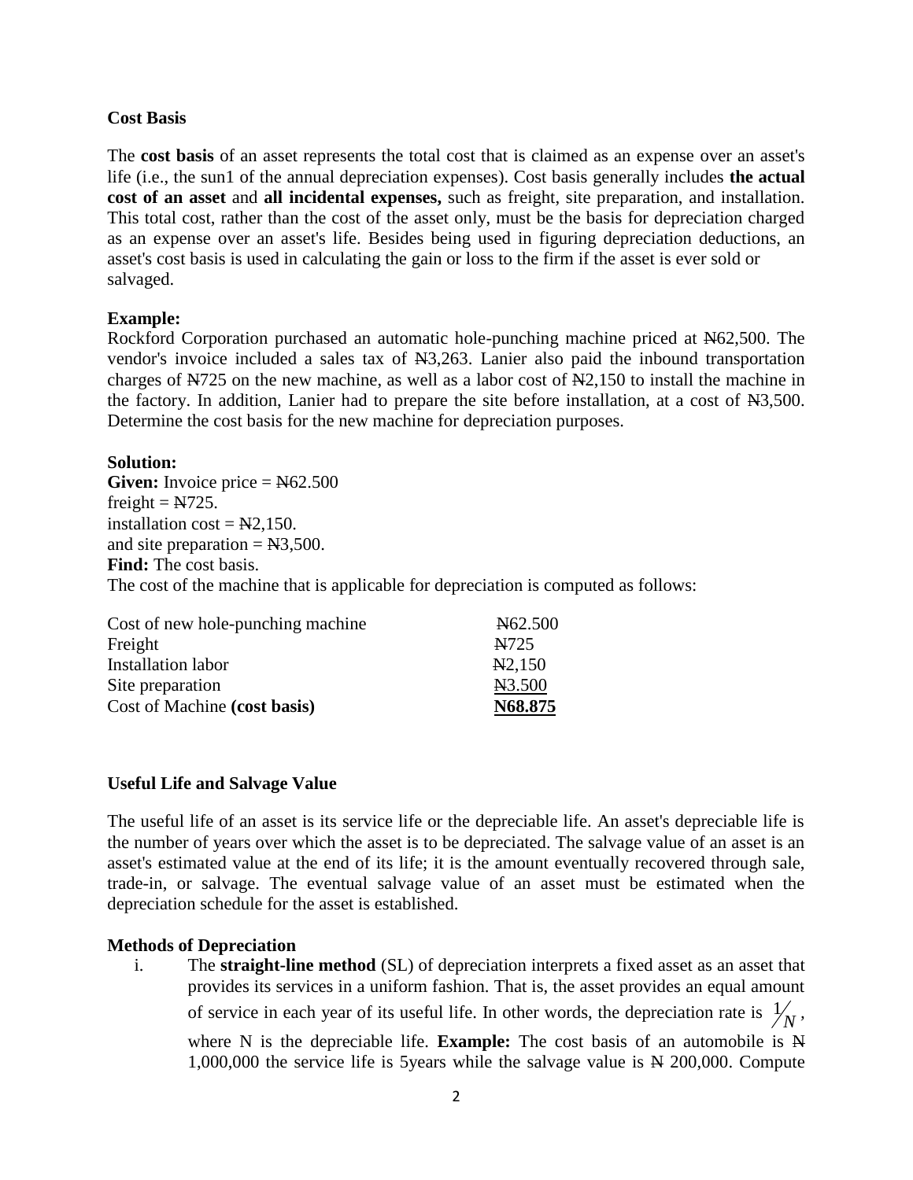**Cost Basis**

The **cost basis** of an asset represents the total cost that is claimed as an expense over an asset's life (i.e., the sun1 of the annual depreciation expenses). Cost basis generally includes **the actual cost of an asset** and **all incidental expenses,** such as freight, site preparation, and installation. This total cost, rather than the cost of the asset only, must be the basis for depreciation charged as an expense over an asset's life. Besides being used in figuring depreciation deductions, an asset's cost basis is used in calculating the gain or loss to the firm if the asset is ever sold or salvaged.

**Example:**
Rockford Corporation purchased an automatic hole-punching machine priced at ₦62,500. The vendor's invoice included a sales tax of ₦3,263. Lanier also paid the inbound transportation charges of ₦725 on the new machine, as well as a labor cost of ₦2,150 to install the machine in the factory. In addition, Lanier had to prepare the site before installation, at a cost of ₦3,500. Determine the cost basis for the new machine for depreciation purposes.

**Solution:**
**Given:** Invoice price = ₦62.500
freight = ₦725.
installation cost = ₦2,150.
and site preparation = ₦3,500.
**Find:** The cost basis.
The cost of the machine that is applicable for depreciation is computed as follows:

| | |
|---|---|
| Cost of new hole-punching machine | ₦62.500 |
| Freight | ₦725 |
| Installation labor | ₦2,150 |
| Site preparation | ₦3.500 |
| Cost of Machine **(cost basis)** | **N68.875** |

**Useful Life and Salvage Value**

The useful life of an asset is its service life or the depreciable life. An asset's depreciable life is the number of years over which the asset is to be depreciated. The salvage value of an asset is an asset's estimated value at the end of its life; it is the amount eventually recovered through sale, trade-in, or salvage. The eventual salvage value of an asset must be estimated when the depreciation schedule for the asset is established.

**Methods of Depreciation**

i. The **straight-line method** (SL) of depreciation interprets a fixed asset as an asset that provides its services in a uniform fashion. That is, the asset provides an equal amount of service in each year of its useful life. In other words, the depreciation rate is $1/N$, where N is the depreciable life. **Example:** The cost basis of an automobile is ₦ 1,000,000 the service life is 5years while the salvage value is ₦ 200,000. Compute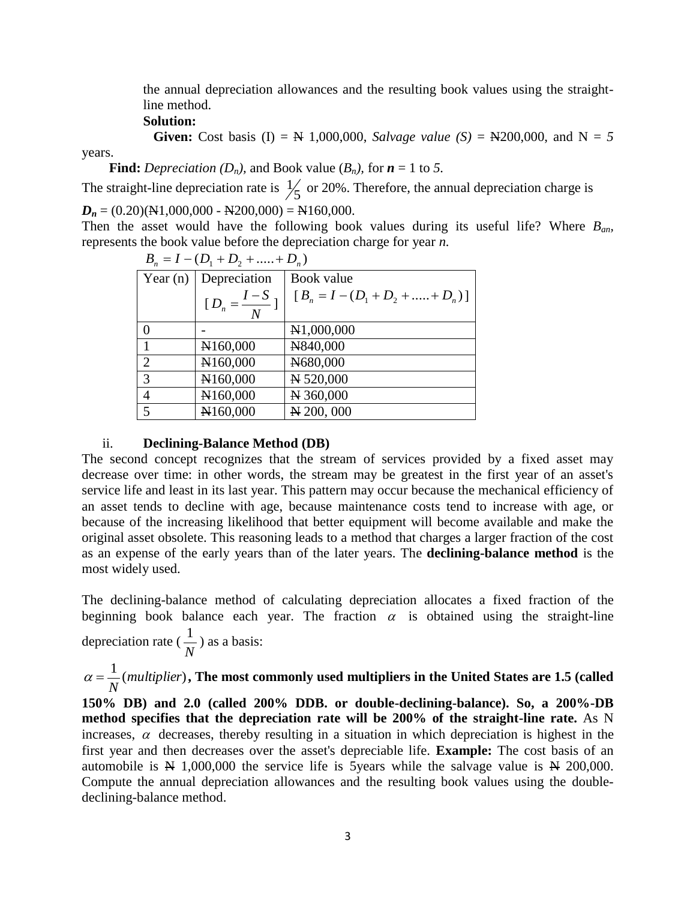the annual depreciation allowances and the resulting book values using the straight-line method.

**Solution:**

**Given:** Cost basis (I) = ₦ 1,000,000, *Salvage value (S)* = ₦200,000, and N = *5* years.

**Find:** *Depreciation* ($D_n$), and Book value ($B_n$), for $n$ = 1 to *5*.

The straight-line depreciation rate is $1/5$ or 20%. Therefore, the annual depreciation charge is

$D_n$ = (0.20)(₦1,000,000 - ₦200,000) = ₦160,000.

Then the asset would have the following book values during its useful life? Where $B_{an}$, represents the book value before the depreciation charge for year *n*.

$$B_n = I - (D_1 + D_2 + ..... + D_n)$$

| Year (n) | Depreciation $[D_n = \frac{I-S}{N}]$ | Book value $[B_n = I - (D_1 + D_2 + ..... + D_n)]$ |
|---|---|---|
| 0 | - | ₦1,000,000 |
| 1 | ₦160,000 | ₦840,000 |
| 2 | ₦160,000 | ₦680,000 |
| 3 | ₦160,000 | ₦ 520,000 |
| 4 | ₦160,000 | ₦ 360,000 |
| 5 | ₦160,000 | ₦ 200, 000 |

ii. **Declining-Balance Method (DB)**

The second concept recognizes that the stream of services provided by a fixed asset may decrease over time: in other words, the stream may be greatest in the first year of an asset's service life and least in its last year. This pattern may occur because the mechanical efficiency of an asset tends to decline with age, because maintenance costs tend to increase with age, or because of the increasing likelihood that better equipment will become available and make the original asset obsolete. This reasoning leads to a method that charges a larger fraction of the cost as an expense of the early years than of the later years. The **declining-balance method** is the most widely used.

The declining-balance method of calculating depreciation allocates a fixed fraction of the beginning book balance each year. The fraction $\alpha$ is obtained using the straight-line depreciation rate ($\frac{1}{N}$) as a basis:

$\alpha = \frac{1}{N}(multiplier)$**, The most commonly used multipliers in the United States are 1.5 (called 150% DB) and 2.0 (called 200% DDB. or double-declining-balance). So, a 200%-DB method specifies that the depreciation rate will be 200% of the straight-line rate.** As N increases, $\alpha$ decreases, thereby resulting in a situation in which depreciation is highest in the first year and then decreases over the asset's depreciable life. **Example:** The cost basis of an automobile is ₦ 1,000,000 the service life is 5years while the salvage value is ₦ 200,000. Compute the annual depreciation allowances and the resulting book values using the double-declining-balance method.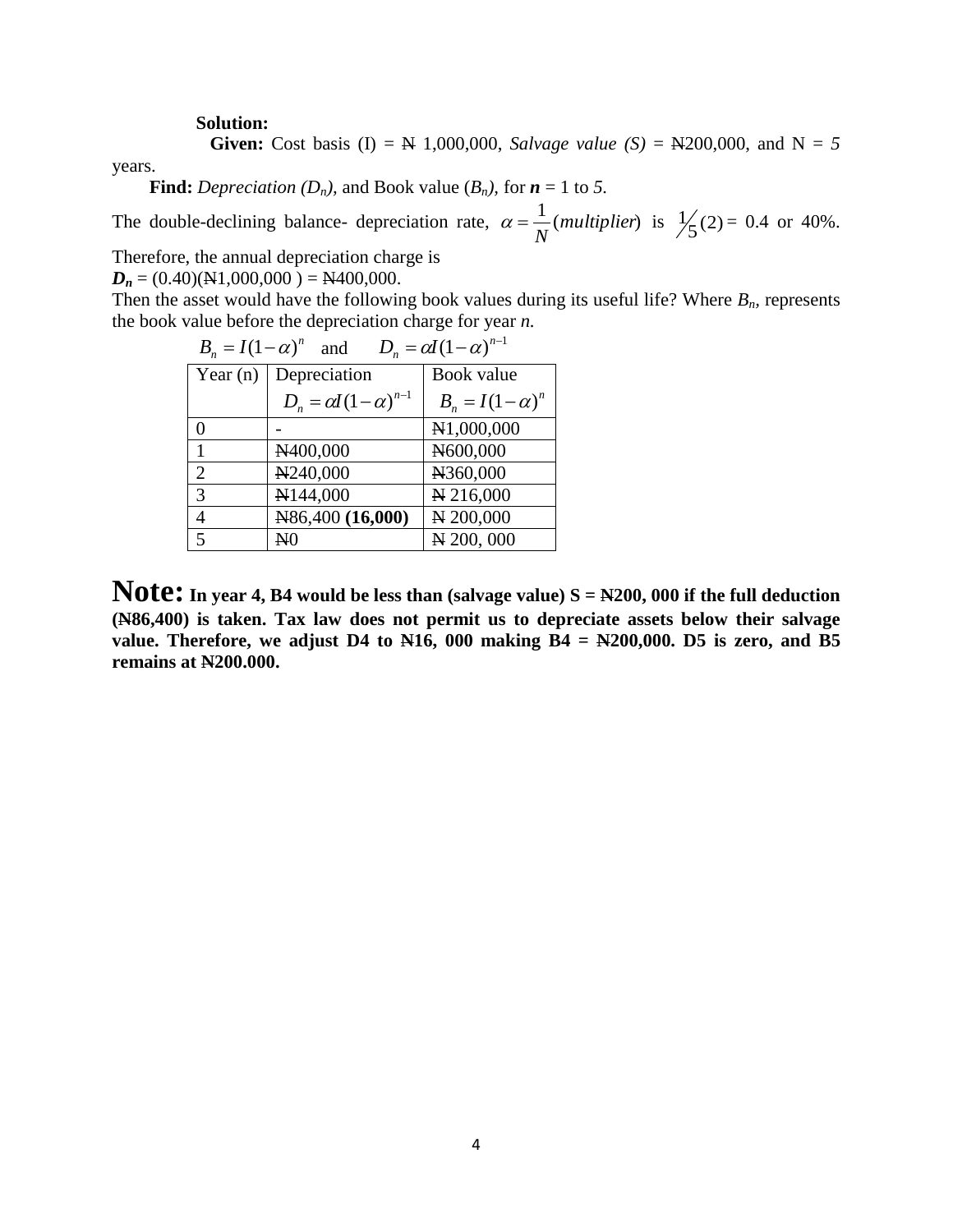**Solution:**

**Given:** Cost basis (I) = ₦ 1,000,000, *Salvage value (S)* = ₦200,000, and N = *5* years.

**Find:** *Depreciation ($D_n$)*, and Book value ($B_n$), for ***n*** = 1 to *5*.

The double-declining balance- depreciation rate, $\alpha = \frac{1}{N}(multiplier)$ is $\frac{1}{5}(2) =$ 0.4 or 40%. Therefore, the annual depreciation charge is

$D_n$ = (0.40)(₦1,000,000 ) = ₦400,000.

Then the asset would have the following book values during its useful life? Where $B_n$, represents the book value before the depreciation charge for year *n*.

$B_n = I(1-\alpha)^n$ and $D_n = \alpha I(1-\alpha)^{n-1}$

| Year (n) | Depreciation $D_n = \alpha I(1-\alpha)^{n-1}$ | Book value $B_n = I(1-\alpha)^n$ |
|---|---|---|
| 0 | - | ₦1,000,000 |
| 1 | ₦400,000 | ₦600,000 |
| 2 | ₦240,000 | ₦360,000 |
| 3 | ₦144,000 | ₦ 216,000 |
| 4 | ₦86,400 **(16,000)** | ₦ 200,000 |
| 5 | ₦0 | ₦ 200, 000 |

**Note: In year 4, B4 would be less than (salvage value) S = ₦200, 000 if the full deduction (₦86,400) is taken. Tax law does not permit us to depreciate assets below their salvage value. Therefore, we adjust D4 to ₦16, 000 making B4 = ₦200,000. D5 is zero, and B5 remains at ₦200.000.**